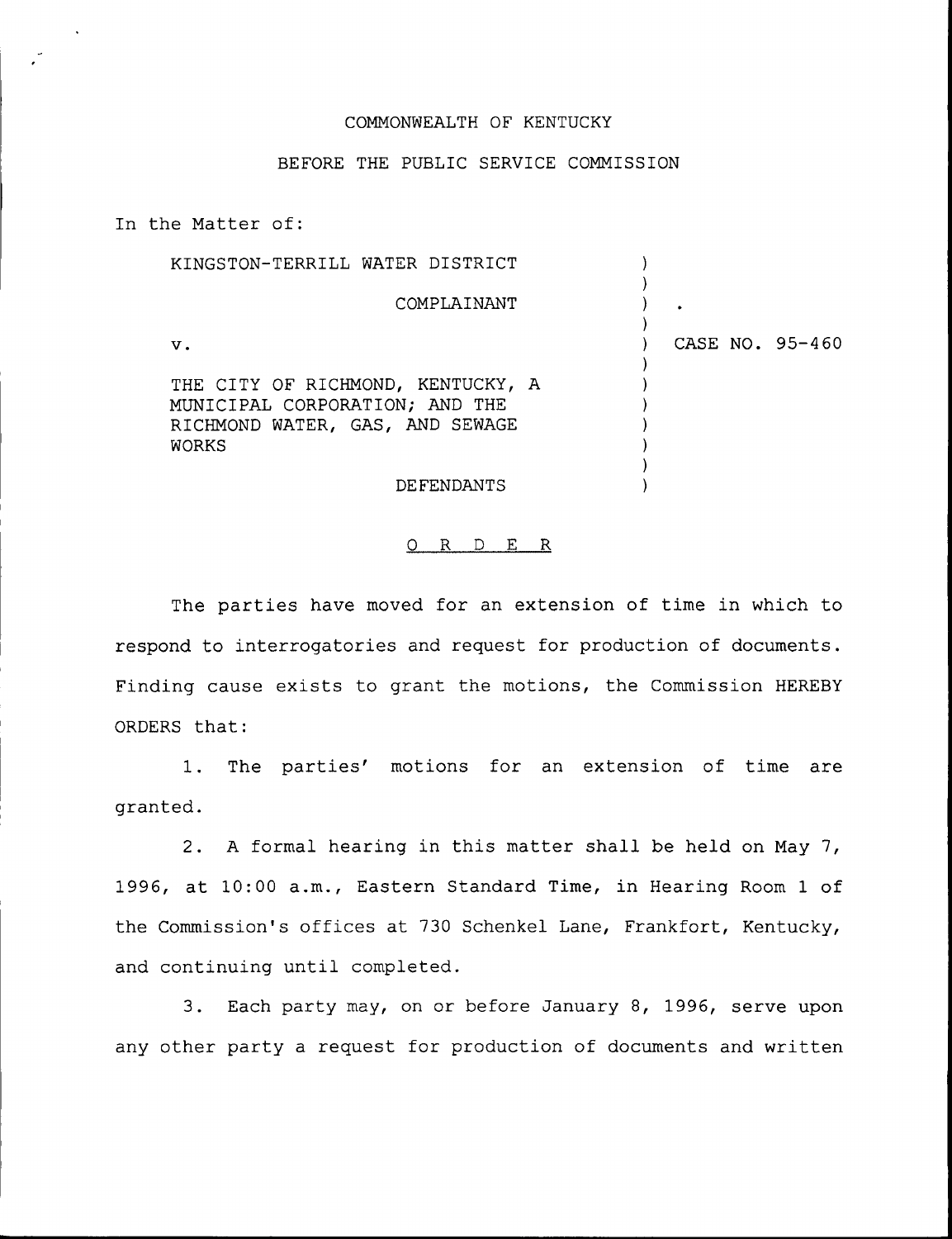COMMONWEALTH OF KENTUCKY

BEFORE THE PUBLIC SERVICE COMMISSION

In the Matter of:

KINGSTON-TERRILL WATER DISTRICT

COMPLAINANT

v.

THE CITY OF RICHMOND, KENTUCKY, A MUNICIPAL CORPORATION; AND THE RICHMOND WATER, GAS, AND SEWAGE WORKS

DEFENDANTS

CASE NO. 95-460

O R D E R

The parties have moved for an extension of time in which to respond to interrogatories and request for production of documents. Finding cause exists to grant the motions, the Commission HEREBY ORDERS that:

1. The parties' motions for an extension of time are granted.

2. A formal hearing in this matter shall be held on May 7, 1996, at 10:00 a.m., Eastern Standard Time, in Hearing Room 1 of the Commission's offices at 730 Schenkel Lane, Frankfort, Kentucky, and continuing until completed.

3. Each party may, on or before January 8, 1996, serve upon any other party a request for production of documents and written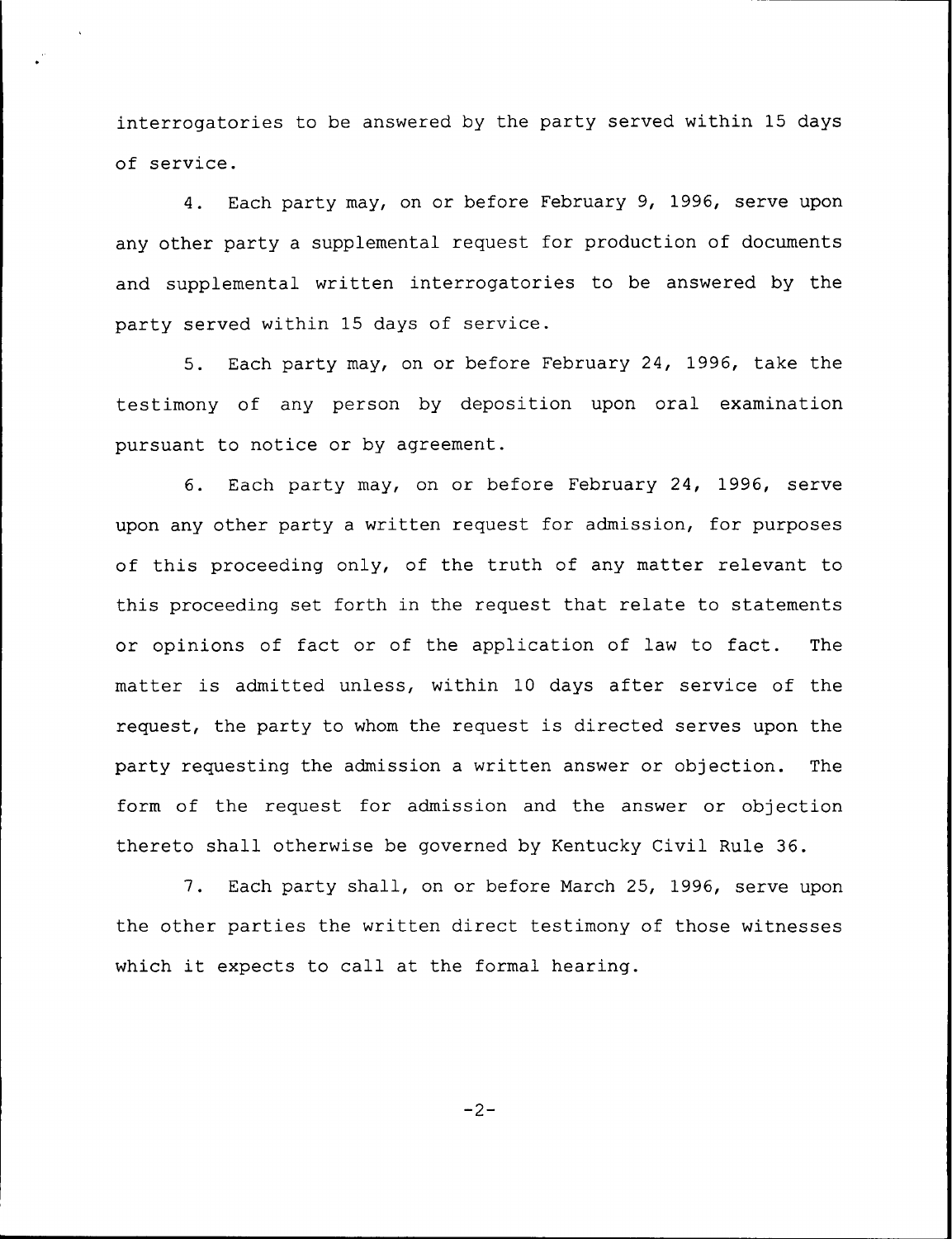interrogatories to be answered by the party served within 15 days of service.

4. Each party may, on or before February 9, 1996, serve upon any other party a supplemental request for production of documents and supplemental written interrogatories to be answered by the party served within 15 days of service.

5. Each party may, on or before February 24, 1996, take the testimony of any person by deposition upon oral examination pursuant to notice or by agreement.

6. Each party may, on or before February 24, 1996, serve upon any other party a written request for admission, for purposes of this proceeding only, of the truth of any matter relevant to this proceeding set forth in the request that relate to statements or opinions of fact or of the application of law to fact. The matter is admitted unless, within 10 days after service of the request, the party to whom the request is directed serves upon the party requesting the admission a written answer or objection. The form of the request for admission and the answer or objection thereto shall otherwise be governed by Kentucky Civil Rule 36.

7. Each party shall, on or before March 25, 1996, serve upon the other parties the written direct testimony of those witnesses which it expects to call at the formal hearing.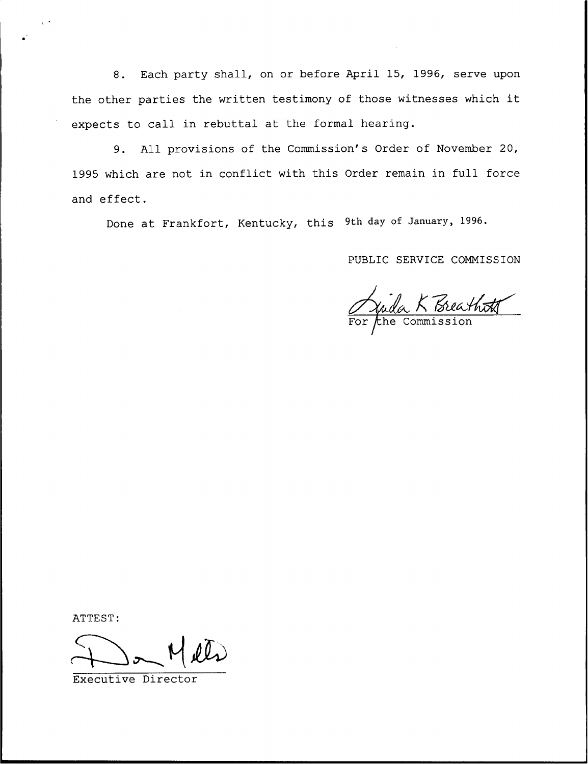8. Each party shall, on or before April 15, 1996, serve upon the other parties the written testimony of those witnesses which it expects to call in rebuttal at the formal hearing.

9. All provisions of the Commission's Order of November 20, 1995 which are not in conflict with this Order remain in full force and effect.

Done at Frankfort, Kentucky, this 9th day of January, 1996.

PUBLIC SERVICE COMMISSION

For the Commission

ATTEST:

Executive Director